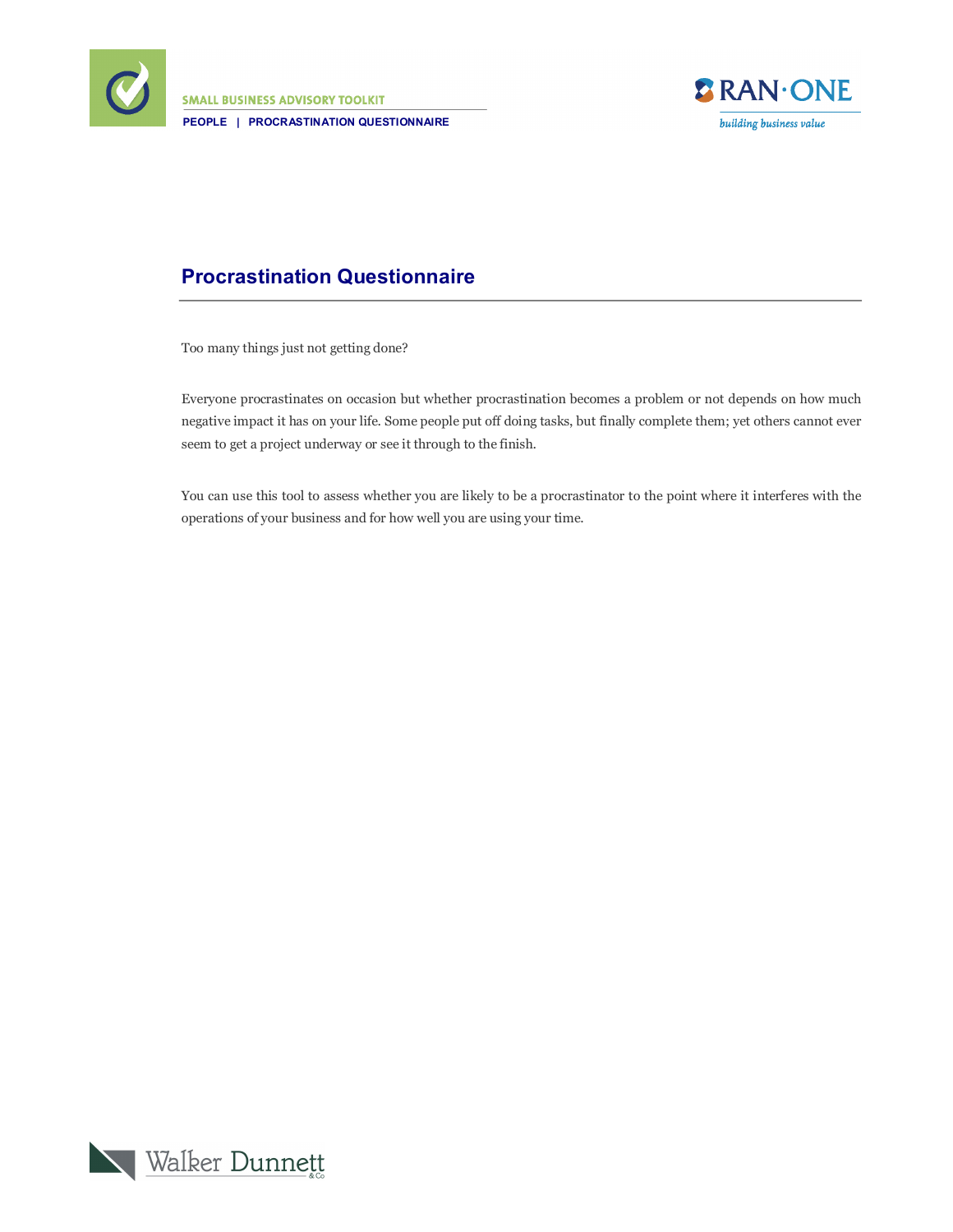# Procrastination Questionnaire

Too many things just not getting done?

Everyone procrastinates on occasion but whether procrastination becomes a problem or not depends on how much negative impact it has on your life. Some people put off doing tasks, but finally complete them; yet others cannot ever seem to get a project underway or see it through to the finish.

You can use this tool to assess whether you are likely to be a procrastinator to the point where it interferes with the operations of your business and for how well you are using your time.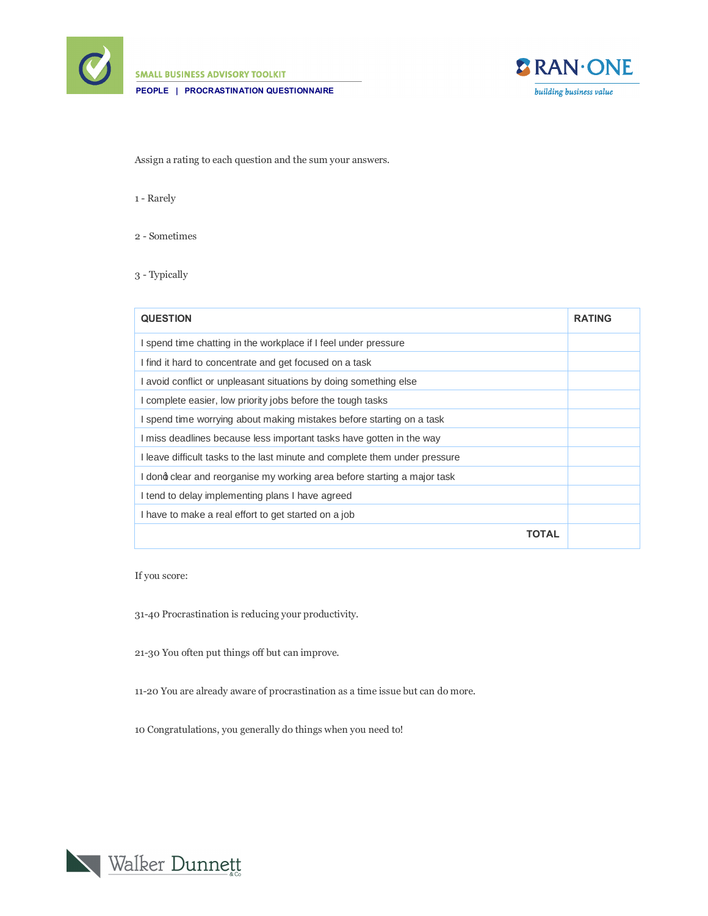Assign a rating to each question and the sum your answers.

1 - Rarely

2 - Sometimes

3 - Typically

| QUESTION | RATING |
|---|---|
| I spend time chatting in the workplace if I feel under pressure | |
| I find it hard to concentrate and get focused on a task | |
| I avoid conflict or unpleasant situations by doing something else | |
| I complete easier, low priority jobs before the tough tasks | |
| I spend time worrying about making mistakes before starting on a task | |
| I miss deadlines because less important tasks have gotten in the way | |
| I leave difficult tasks to the last minute and complete them under pressure | |
| I donǿt clear and reorganise my working area before starting a major task | |
| I tend to delay implementing plans I have agreed | |
| I have to make a real effort to get started on a job | |
| TOTAL | |

If you score:

31-40 Procrastination is reducing your productivity.

21-30 You often put things off but can improve.

11-20 You are already aware of procrastination as a time issue but can do more.

10 Congratulations, you generally do things when you need to!